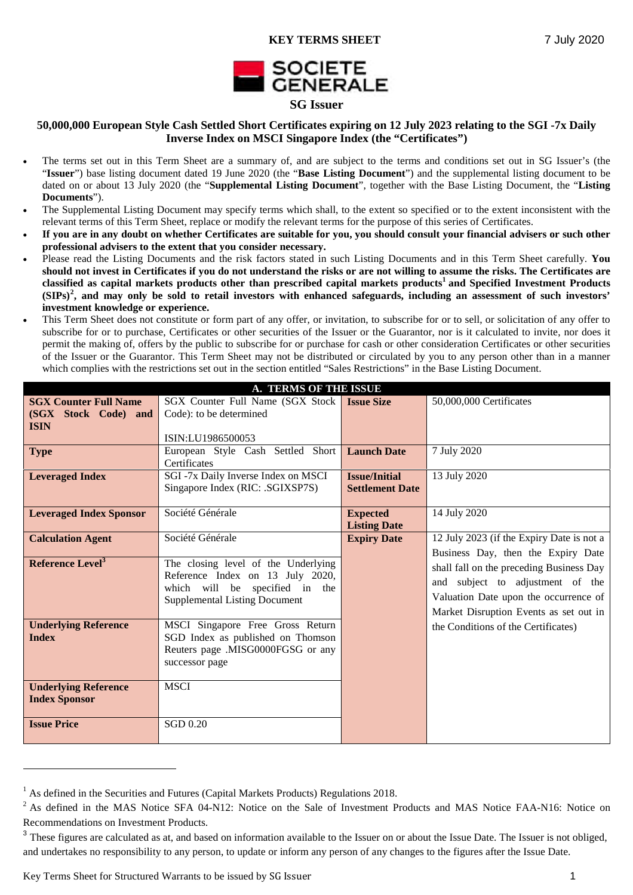**KEY TERMS SHEET** 7 July 2020

SOCIETE GENERALE

## SG Issuer

### 50,000,000 European Style Cash Settled Short Certificates expiring on 12 July 2023 relating to the SGI -7x Daily Inverse Index on MSCI Singapore Index (the "Certificates")

- The terms set out in this Term Sheet are a summary of, and are subject to the terms and conditions set out in SG Issuer's (the "**Issuer**") base listing document dated 19 June 2020 (the "**Base Listing Document**") and the supplemental listing document to be dated on or about 13 July 2020 (the "**Supplemental Listing Document**", together with the Base Listing Document, the "**Listing Documents**").
- The Supplemental Listing Document may specify terms which shall, to the extent so specified or to the extent inconsistent with the relevant terms of this Term Sheet, replace or modify the relevant terms for the purpose of this series of Certificates.
- **If you are in any doubt on whether Certificates are suitable for you, you should consult your financial advisers or such other professional advisers to the extent that you consider necessary.**
- Please read the Listing Documents and the risk factors stated in such Listing Documents and in this Term Sheet carefully. **You should not invest in Certificates if you do not understand the risks or are not willing to assume the risks. The Certificates are classified as capital markets products other than prescribed capital markets products[1] and Specified Investment Products (SIPs)[2], and may only be sold to retail investors with enhanced safeguards, including an assessment of such investors' investment knowledge or experience.**
- This Term Sheet does not constitute or form part of any offer, or invitation, to subscribe for or to sell, or solicitation of any offer to subscribe for or to purchase, Certificates or other securities of the Issuer or the Guarantor, nor is it calculated to invite, nor does it permit the making of, offers by the public to subscribe for or purchase for cash or other consideration Certificates or other securities of the Issuer or the Guarantor. This Term Sheet may not be distributed or circulated by you to any person other than in a manner which complies with the restrictions set out in the section entitled "Sales Restrictions" in the Base Listing Document.

| **A. TERMS OF THE ISSUE** | | | |
|---|---|---|---|
| **SGX Counter Full Name (SGX Stock Code) and ISIN** | SGX Counter Full Name (SGX Stock Code): to be determined<br><br>ISIN:LU1986500053 | **Issue Size** | 50,000,000 Certificates |
| **Type** | European Style Cash Settled Short Certificates | **Launch Date** | 7 July 2020 |
| **Leveraged Index** | SGI -7x Daily Inverse Index on MSCI Singapore Index (RIC: .SGIXSP7S) | **Issue/Initial Settlement Date** | 13 July 2020 |
| **Leveraged Index Sponsor** | Société Générale | **Expected Listing Date** | 14 July 2020 |
| **Calculation Agent** | Société Générale | **Expiry Date** | 12 July 2023 (if the Expiry Date is not a Business Day, then the Expiry Date shall fall on the preceding Business Day and subject to adjustment of the Valuation Date upon the occurrence of Market Disruption Events as set out in the Conditions of the Certificates) |
| **Reference Level[3]** | The closing level of the Underlying Reference Index on 13 July 2020, which will be specified in the Supplemental Listing Document | | |
| **Underlying Reference Index** | MSCI Singapore Free Gross Return SGD Index as published on Thomson Reuters page .MISG0000FGSG or any successor page | | |
| **Underlying Reference Index Sponsor** | MSCI | | |
| **Issue Price** | SGD 0.20 | | |

[1] As defined in the Securities and Futures (Capital Markets Products) Regulations 2018.

[2] As defined in the MAS Notice SFA 04-N12: Notice on the Sale of Investment Products and MAS Notice FAA-N16: Notice on Recommendations on Investment Products.

[3] These figures are calculated as at, and based on information available to the Issuer on or about the Issue Date. The Issuer is not obliged, and undertakes no responsibility to any person, to update or inform any person of any changes to the figures after the Issue Date.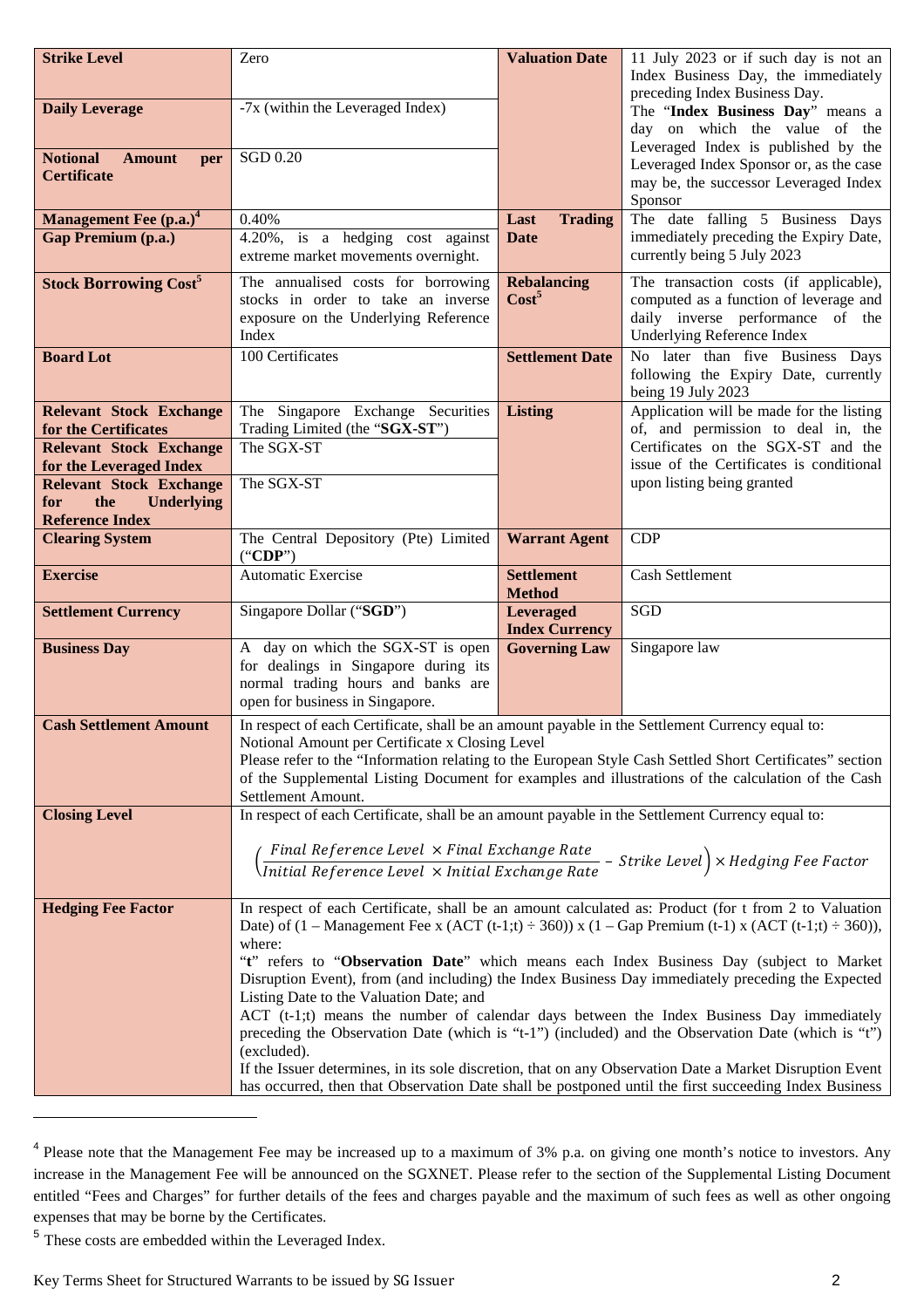| Strike Level | Zero | Valuation Date | 11 July 2023 or if such day is not an Index Business Day, the immediately preceding Index Business Day. The "**Index Business Day**" means a day on which the value of the Leveraged Index is published by the Leveraged Index Sponsor or, as the case may be, the successor Leveraged Index Sponsor |
|---|---|---|---|
| Daily Leverage | -7x (within the Leveraged Index) | | |
| Notional Amount per Certificate | SGD 0.20 | | |
| Management Fee (p.a.)[4] | 0.40% | Last Trading Date | The date falling 5 Business Days immediately preceding the Expiry Date, currently being 5 July 2023 |
| Gap Premium (p.a.) | 4.20%, is a hedging cost against extreme market movements overnight. | | |
| Stock Borrowing Cost[5] | The annualised costs for borrowing stocks in order to take an inverse exposure on the Underlying Reference Index | Rebalancing Cost[5] | The transaction costs (if applicable), computed as a function of leverage and daily inverse performance of the Underlying Reference Index |
| Board Lot | 100 Certificates | Settlement Date | No later than five Business Days following the Expiry Date, currently being 19 July 2023 |
| Relevant Stock Exchange for the Certificates | The Singapore Exchange Securities Trading Limited (the "**SGX-ST**") | Listing | Application will be made for the listing of, and permission to deal in, the Certificates on the SGX-ST and the issue of the Certificates is conditional upon listing being granted |
| Relevant Stock Exchange for the Leveraged Index | The SGX-ST | | |
| Relevant Stock Exchange for the Underlying Reference Index | The SGX-ST | | |
| Clearing System | The Central Depository (Pte) Limited ("**CDP**") | Warrant Agent | CDP |
| Exercise | Automatic Exercise | Settlement Method | Cash Settlement |
| Settlement Currency | Singapore Dollar ("**SGD**") | Leveraged Index Currency | SGD |
| Business Day | A day on which the SGX-ST is open for dealings in Singapore during its normal trading hours and banks are open for business in Singapore. | Governing Law | Singapore law |
| Cash Settlement Amount | In respect of each Certificate, shall be an amount payable in the Settlement Currency equal to: Notional Amount per Certificate x Closing Level. Please refer to the "Information relating to the European Style Cash Settled Short Certificates" section of the Supplemental Listing Document for examples and illustrations of the calculation of the Cash Settlement Amount. | | |
| Closing Level | In respect of each Certificate, shall be an amount payable in the Settlement Currency equal to: $\left(\frac{Final\ Reference\ Level\ \times Final\ Exchange\ Rate}{Initial\ Reference\ Level\ \times Initial\ Exchange\ Rate} - Strike\ Level\right) \times Hedging\ Fee\ Factor$ | | |
| Hedging Fee Factor | In respect of each Certificate, shall be an amount calculated as: Product (for t from 2 to Valuation Date) of (1 – Management Fee x (ACT (t-1;t) ÷ 360)) x (1 – Gap Premium (t-1) x (ACT (t-1;t) ÷ 360)), where: "**t**" refers to "**Observation Date**" which means each Index Business Day (subject to Market Disruption Event), from (and including) the Index Business Day immediately preceding the Expected Listing Date to the Valuation Date; and ACT (t-1;t) means the number of calendar days between the Index Business Day immediately preceding the Observation Date (which is "t-1") (included) and the Observation Date (which is "t") (excluded). If the Issuer determines, in its sole discretion, that on any Observation Date a Market Disruption Event has occurred, then that Observation Date shall be postponed until the first succeeding Index Business | | |

[4] Please note that the Management Fee may be increased up to a maximum of 3% p.a. on giving one month's notice to investors. Any increase in the Management Fee will be announced on the SGXNET. Please refer to the section of the Supplemental Listing Document entitled "Fees and Charges" for further details of the fees and charges payable and the maximum of such fees as well as other ongoing expenses that may be borne by the Certificates.

[5] These costs are embedded within the Leveraged Index.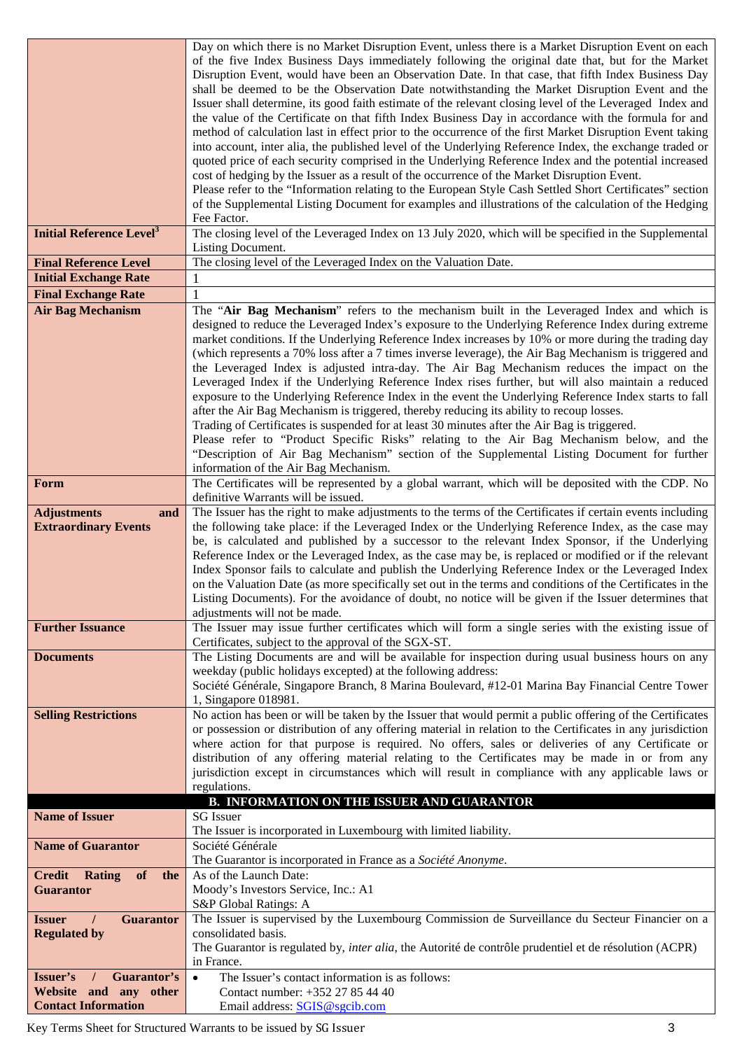| | |
|---|---|
| | Day on which there is no Market Disruption Event, unless there is a Market Disruption Event on each of the five Index Business Days immediately following the original date that, but for the Market Disruption Event, would have been an Observation Date. In that case, that fifth Index Business Day shall be deemed to be the Observation Date notwithstanding the Market Disruption Event and the Issuer shall determine, its good faith estimate of the relevant closing level of the Leveraged Index and the value of the Certificate on that fifth Index Business Day in accordance with the formula for and method of calculation last in effect prior to the occurrence of the first Market Disruption Event taking into account, inter alia, the published level of the Underlying Reference Index, the exchange traded or quoted price of each security comprised in the Underlying Reference Index and the potential increased cost of hedging by the Issuer as a result of the occurrence of the Market Disruption Event.<br>Please refer to the "Information relating to the European Style Cash Settled Short Certificates" section of the Supplemental Listing Document for examples and illustrations of the calculation of the Hedging Fee Factor. |
| **Initial Reference Level[3]** | The closing level of the Leveraged Index on 13 July 2020, which will be specified in the Supplemental Listing Document. |
| **Final Reference Level** | The closing level of the Leveraged Index on the Valuation Date. |
| **Initial Exchange Rate** | 1 |
| **Final Exchange Rate** | 1 |
| **Air Bag Mechanism** | The "**Air Bag Mechanism**" refers to the mechanism built in the Leveraged Index and which is designed to reduce the Leveraged Index's exposure to the Underlying Reference Index during extreme market conditions. If the Underlying Reference Index increases by 10% or more during the trading day (which represents a 70% loss after a 7 times inverse leverage), the Air Bag Mechanism is triggered and the Leveraged Index is adjusted intra-day. The Air Bag Mechanism reduces the impact on the Leveraged Index if the Underlying Reference Index rises further, but will also maintain a reduced exposure to the Underlying Reference Index in the event the Underlying Reference Index starts to fall after the Air Bag Mechanism is triggered, thereby reducing its ability to recoup losses.<br>Trading of Certificates is suspended for at least 30 minutes after the Air Bag is triggered.<br>Please refer to "Product Specific Risks" relating to the Air Bag Mechanism below, and the "Description of Air Bag Mechanism" section of the Supplemental Listing Document for further information of the Air Bag Mechanism. |
| **Form** | The Certificates will be represented by a global warrant, which will be deposited with the CDP. No definitive Warrants will be issued. |
| **Adjustments and Extraordinary Events** | The Issuer has the right to make adjustments to the terms of the Certificates if certain events including the following take place: if the Leveraged Index or the Underlying Reference Index, as the case may be, is calculated and published by a successor to the relevant Index Sponsor, if the Underlying Reference Index or the Leveraged Index, as the case may be, is replaced or modified or if the relevant Index Sponsor fails to calculate and publish the Underlying Reference Index or the Leveraged Index on the Valuation Date (as more specifically set out in the terms and conditions of the Certificates in the Listing Documents). For the avoidance of doubt, no notice will be given if the Issuer determines that adjustments will not be made. |
| **Further Issuance** | The Issuer may issue further certificates which will form a single series with the existing issue of Certificates, subject to the approval of the SGX-ST. |
| **Documents** | The Listing Documents are and will be available for inspection during usual business hours on any weekday (public holidays excepted) at the following address:<br>Société Générale, Singapore Branch, 8 Marina Boulevard, #12-01 Marina Bay Financial Centre Tower 1, Singapore 018981. |
| **Selling Restrictions** | No action has been or will be taken by the Issuer that would permit a public offering of the Certificates or possession or distribution of any offering material in relation to the Certificates in any jurisdiction where action for that purpose is required. No offers, sales or deliveries of any Certificate or distribution of any offering material relating to the Certificates may be made in or from any jurisdiction except in circumstances which will result in compliance with any applicable laws or regulations. |
| **B. INFORMATION ON THE ISSUER AND GUARANTOR** | |
| **Name of Issuer** | SG Issuer<br>The Issuer is incorporated in Luxembourg with limited liability. |
| **Name of Guarantor** | Société Générale<br>The Guarantor is incorporated in France as a *Société Anonyme*. |
| **Credit Rating of the Guarantor** | As of the Launch Date:<br>Moody's Investors Service, Inc.: A1<br>S&P Global Ratings: A |
| **Issuer / Guarantor Regulated by** | The Issuer is supervised by the Luxembourg Commission de Surveillance du Secteur Financier on a consolidated basis.<br>The Guarantor is regulated by, *inter alia*, the Autorité de contrôle prudentiel et de résolution (ACPR) in France. |
| **Issuer's / Guarantor's Website and any other Contact Information** | • The Issuer's contact information is as follows:<br>Contact number: +352 27 85 44 40<br>Email address: SGIS@sgcib.com |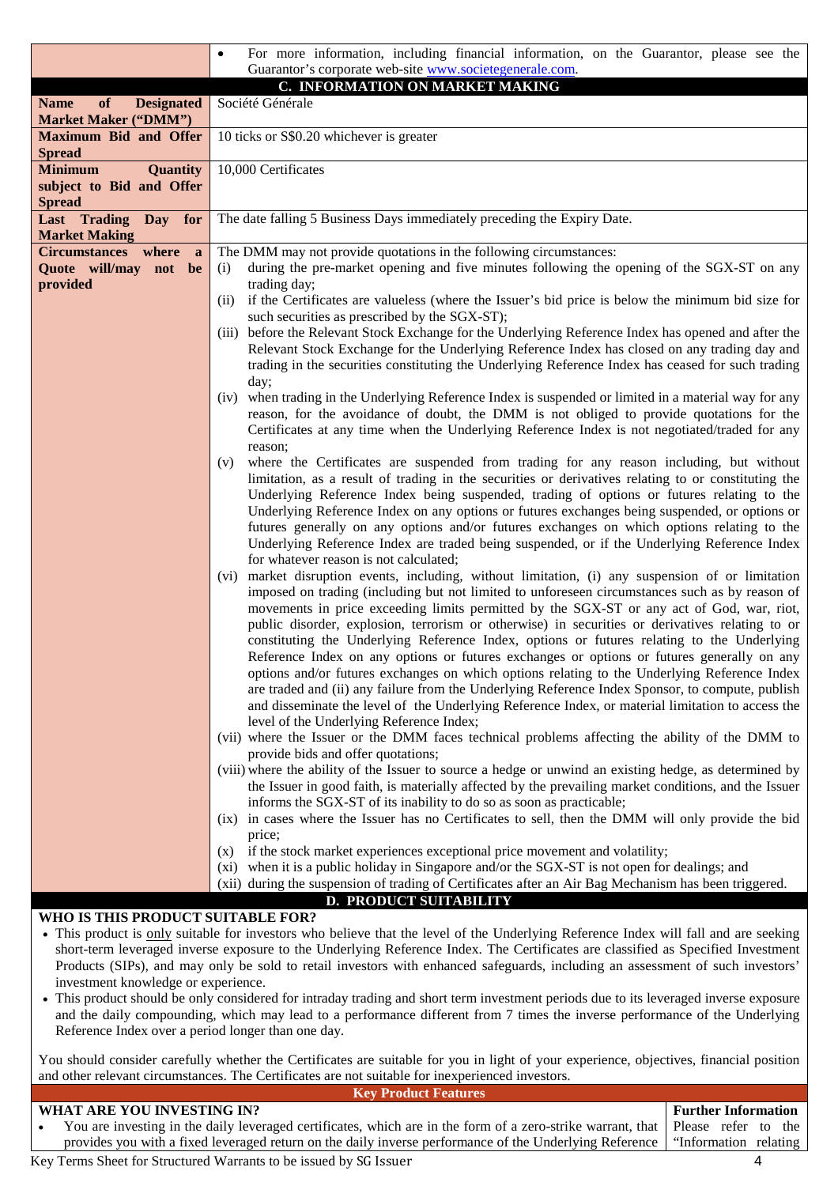| | |
|---|---|
| | • For more information, including financial information, on the Guarantor, please see the Guarantor's corporate web-site www.societegenerale.com. |

## C. INFORMATION ON MARKET MAKING

| | |
|---|---|
| **Name of Designated Market Maker ("DMM")** | Société Générale |
| **Maximum Bid and Offer Spread** | 10 ticks or S$0.20 whichever is greater |
| **Minimum Quantity subject to Bid and Offer Spread** | 10,000 Certificates |
| **Last Trading Day for Market Making** | The date falling 5 Business Days immediately preceding the Expiry Date. |
| **Circumstances where a Quote will/may not be provided** | The DMM may not provide quotations in the following circumstances:<br>(i) during the pre-market opening and five minutes following the opening of the SGX-ST on any trading day;<br>(ii) if the Certificates are valueless (where the Issuer's bid price is below the minimum bid size for such securities as prescribed by the SGX-ST);<br>(iii) before the Relevant Stock Exchange for the Underlying Reference Index has opened and after the Relevant Stock Exchange for the Underlying Reference Index has closed on any trading day and trading in the securities constituting the Underlying Reference Index has ceased for such trading day;<br>(iv) when trading in the Underlying Reference Index is suspended or limited in a material way for any reason, for the avoidance of doubt, the DMM is not obliged to provide quotations for the Certificates at any time when the Underlying Reference Index is not negotiated/traded for any reason;<br>(v) where the Certificates are suspended from trading for any reason including, but without limitation, as a result of trading in the securities or derivatives relating to or constituting the Underlying Reference Index being suspended, trading of options or futures relating to the Underlying Reference Index on any options or futures exchanges being suspended, or options or futures generally on any options and/or futures exchanges on which options relating to the Underlying Reference Index are traded being suspended, or if the Underlying Reference Index for whatever reason is not calculated;<br>(vi) market disruption events, including, without limitation, (i) any suspension of or limitation imposed on trading (including but not limited to unforeseen circumstances such as by reason of movements in price exceeding limits permitted by the SGX-ST or any act of God, war, riot, public disorder, explosion, terrorism or otherwise) in securities or derivatives relating to or constituting the Underlying Reference Index, options or futures relating to the Underlying Reference Index on any options or futures exchanges or options or futures generally on any options and/or futures exchanges on which options relating to the Underlying Reference Index are traded and (ii) any failure from the Underlying Reference Index Sponsor, to compute, publish and disseminate the level of the Underlying Reference Index, or material limitation to access the level of the Underlying Reference Index;<br>(vii) where the Issuer or the DMM faces technical problems affecting the ability of the DMM to provide bids and offer quotations;<br>(viii) where the ability of the Issuer to source a hedge or unwind an existing hedge, as determined by the Issuer in good faith, is materially affected by the prevailing market conditions, and the Issuer informs the SGX-ST of its inability to do so as soon as practicable;<br>(ix) in cases where the Issuer has no Certificates to sell, then the DMM will only provide the bid price;<br>(x) if the stock market experiences exceptional price movement and volatility;<br>(xi) when it is a public holiday in Singapore and/or the SGX-ST is not open for dealings; and<br>(xii) during the suspension of trading of Certificates after an Air Bag Mechanism has been triggered. |

## D. PRODUCT SUITABILITY

**WHO IS THIS PRODUCT SUITABLE FOR?**

- This product is only suitable for investors who believe that the level of the Underlying Reference Index will fall and are seeking short-term leveraged inverse exposure to the Underlying Reference Index. The Certificates are classified as Specified Investment Products (SIPs), and may only be sold to retail investors with enhanced safeguards, including an assessment of such investors' investment knowledge or experience.
- This product should be only considered for intraday trading and short term investment periods due to its leveraged inverse exposure and the daily compounding, which may lead to a performance different from 7 times the inverse performance of the Underlying Reference Index over a period longer than one day.

You should consider carefully whether the Certificates are suitable for you in light of your experience, objectives, financial position and other relevant circumstances. The Certificates are not suitable for inexperienced investors.

## Key Product Features

| **WHAT ARE YOU INVESTING IN?** | **Further Information** |
|---|---|
| • You are investing in the daily leveraged certificates, which are in the form of a zero-strike warrant, that provides you with a fixed leveraged return on the daily inverse performance of the Underlying Reference | Please refer to the "Information relating |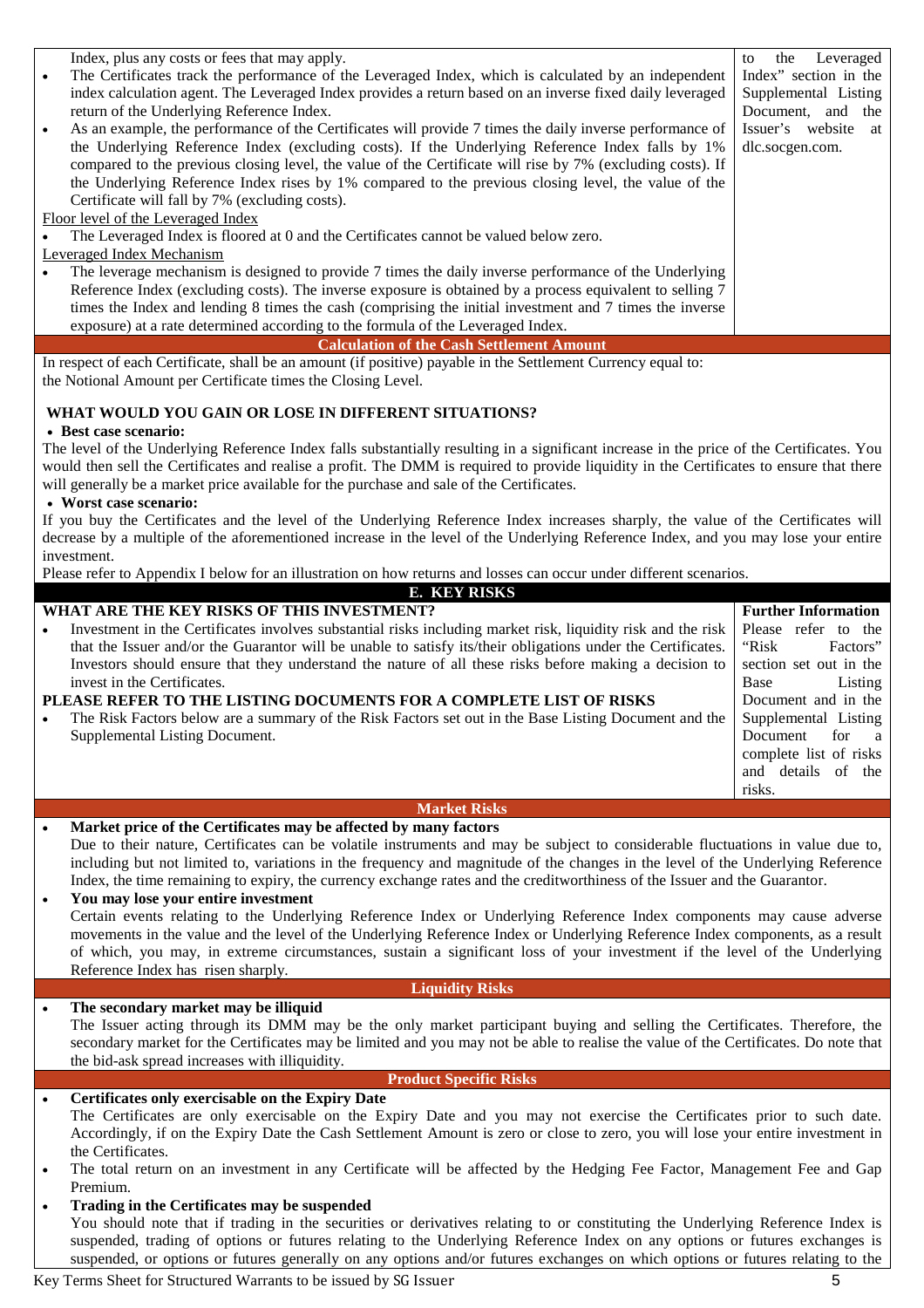| | |
|---|---|
| Index, plus any costs or fees that may apply.<br>• The Certificates track the performance of the Leveraged Index, which is calculated by an independent index calculation agent. The Leveraged Index provides a return based on an inverse fixed daily leveraged return of the Underlying Reference Index.<br>• As an example, the performance of the Certificates will provide 7 times the daily inverse performance of the Underlying Reference Index (excluding costs). If the Underlying Reference Index falls by 1% compared to the previous closing level, the value of the Certificate will rise by 7% (excluding costs). If the Underlying Reference Index rises by 1% compared to the previous closing level, the value of the Certificate will fall by 7% (excluding costs).<br>Floor level of the Leveraged Index<br>• The Leveraged Index is floored at 0 and the Certificates cannot be valued below zero.<br>Leveraged Index Mechanism<br>• The leverage mechanism is designed to provide 7 times the daily inverse performance of the Underlying Reference Index (excluding costs). The inverse exposure is obtained by a process equivalent to selling 7 times the Index and lending 8 times the cash (comprising the initial investment and 7 times the inverse exposure) at a rate determined according to the formula of the Leveraged Index. | to the Leveraged Index" section in the Supplemental Listing Document, and the Issuer's website at dlc.socgen.com. |

**Calculation of the Cash Settlement Amount**

In respect of each Certificate, shall be an amount (if positive) payable in the Settlement Currency equal to:
the Notional Amount per Certificate times the Closing Level.

**WHAT WOULD YOU GAIN OR LOSE IN DIFFERENT SITUATIONS?**

- **Best case scenario:**

The level of the Underlying Reference Index falls substantially resulting in a significant increase in the price of the Certificates. You would then sell the Certificates and realise a profit. The DMM is required to provide liquidity in the Certificates to ensure that there will generally be a market price available for the purchase and sale of the Certificates.

- **Worst case scenario:**

If you buy the Certificates and the level of the Underlying Reference Index increases sharply, the value of the Certificates will decrease by a multiple of the aforementioned increase in the level of the Underlying Reference Index, and you may lose your entire investment.

Please refer to Appendix I below for an illustration on how returns and losses can occur under different scenarios.

## E. KEY RISKS

| WHAT ARE THE KEY RISKS OF THIS INVESTMENT? | Further Information |
|---|---|
| • Investment in the Certificates involves substantial risks including market risk, liquidity risk and the risk that the Issuer and/or the Guarantor will be unable to satisfy its/their obligations under the Certificates. Investors should ensure that they understand the nature of all these risks before making a decision to invest in the Certificates.<br>**PLEASE REFER TO THE LISTING DOCUMENTS FOR A COMPLETE LIST OF RISKS**<br>• The Risk Factors below are a summary of the Risk Factors set out in the Base Listing Document and the Supplemental Listing Document. | Please refer to the "Risk Factors" section set out in the Base Listing Document and in the Supplemental Listing Document for a complete list of risks and details of the risks. |

**Market Risks**

- **Market price of the Certificates may be affected by many factors**
  Due to their nature, Certificates can be volatile instruments and may be subject to considerable fluctuations in value due to, including but not limited to, variations in the frequency and magnitude of the changes in the level of the Underlying Reference Index, the time remaining to expiry, the currency exchange rates and the creditworthiness of the Issuer and the Guarantor.
- **You may lose your entire investment**
  Certain events relating to the Underlying Reference Index or Underlying Reference Index components may cause adverse movements in the value and the level of the Underlying Reference Index or Underlying Reference Index components, as a result of which, you may, in extreme circumstances, sustain a significant loss of your investment if the level of the Underlying Reference Index has risen sharply.

**Liquidity Risks**

- **The secondary market may be illiquid**
  The Issuer acting through its DMM may be the only market participant buying and selling the Certificates. Therefore, the secondary market for the Certificates may be limited and you may not be able to realise the value of the Certificates. Do note that the bid-ask spread increases with illiquidity.

**Product Specific Risks**

- **Certificates only exercisable on the Expiry Date**
  The Certificates are only exercisable on the Expiry Date and you may not exercise the Certificates prior to such date. Accordingly, if on the Expiry Date the Cash Settlement Amount is zero or close to zero, you will lose your entire investment in the Certificates.
- The total return on an investment in any Certificate will be affected by the Hedging Fee Factor, Management Fee and Gap Premium.
- **Trading in the Certificates may be suspended**
  You should note that if trading in the securities or derivatives relating to or constituting the Underlying Reference Index is suspended, trading of options or futures relating to the Underlying Reference Index on any options or futures exchanges is suspended, or options or futures generally on any options and/or futures exchanges on which options or futures relating to the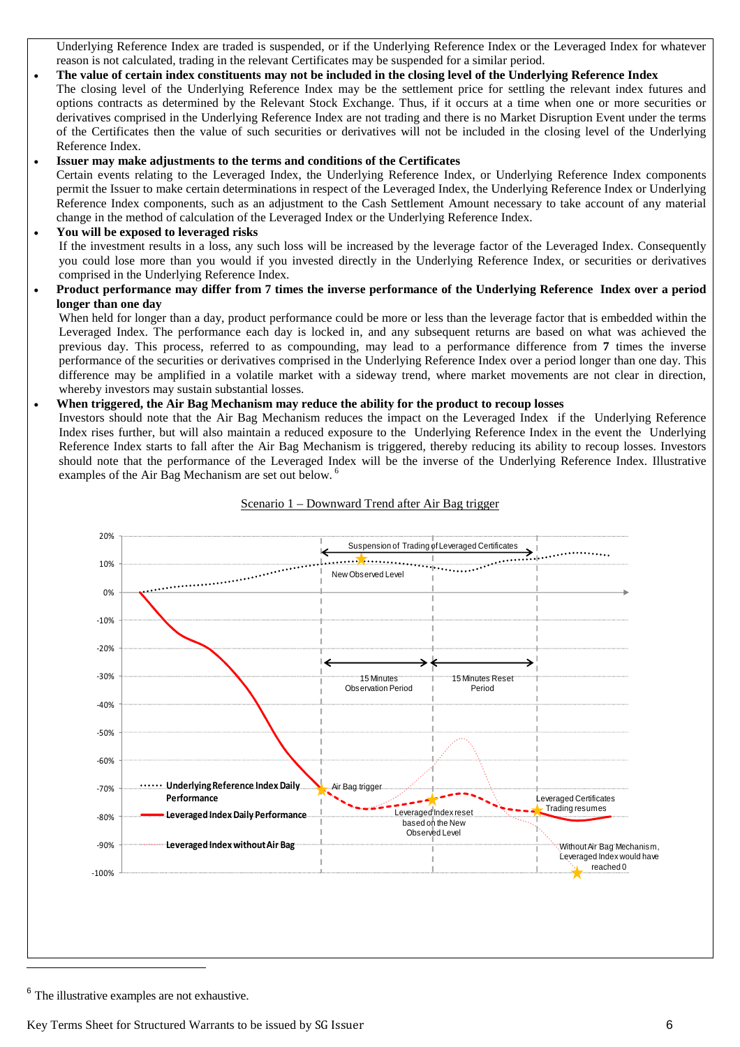Underlying Reference Index are traded is suspended, or if the Underlying Reference Index or the Leveraged Index for whatever reason is not calculated, trading in the relevant Certificates may be suspended for a similar period.

- **The value of certain index constituents may not be included in the closing level of the Underlying Reference Index**
  The closing level of the Underlying Reference Index may be the settlement price for settling the relevant index futures and options contracts as determined by the Relevant Stock Exchange. Thus, if it occurs at a time when one or more securities or derivatives comprised in the Underlying Reference Index are not trading and there is no Market Disruption Event under the terms of the Certificates then the value of such securities or derivatives will not be included in the closing level of the Underlying Reference Index.
- **Issuer may make adjustments to the terms and conditions of the Certificates**
  Certain events relating to the Leveraged Index, the Underlying Reference Index, or Underlying Reference Index components permit the Issuer to make certain determinations in respect of the Leveraged Index, the Underlying Reference Index or Underlying Reference Index components, such as an adjustment to the Cash Settlement Amount necessary to take account of any material change in the method of calculation of the Leveraged Index or the Underlying Reference Index.
- **You will be exposed to leveraged risks**
  If the investment results in a loss, any such loss will be increased by the leverage factor of the Leveraged Index. Consequently you could lose more than you would if you invested directly in the Underlying Reference Index, or securities or derivatives comprised in the Underlying Reference Index.
- **Product performance may differ from 7 times the inverse performance of the Underlying Reference Index over a period longer than one day**
  When held for longer than a day, product performance could be more or less than the leverage factor that is embedded within the Leveraged Index. The performance each day is locked in, and any subsequent returns are based on what was achieved the previous day. This process, referred to as compounding, may lead to a performance difference from **7** times the inverse performance of the securities or derivatives comprised in the Underlying Reference Index over a period longer than one day. This difference may be amplified in a volatile market with a sideway trend, where market movements are not clear in direction, whereby investors may sustain substantial losses.
- **When triggered, the Air Bag Mechanism may reduce the ability for the product to recoup losses**
  Investors should note that the Air Bag Mechanism reduces the impact on the Leveraged Index if the Underlying Reference Index rises further, but will also maintain a reduced exposure to the Underlying Reference Index in the event the Underlying Reference Index starts to fall after the Air Bag Mechanism is triggered, thereby reducing its ability to recoup losses. Investors should note that the performance of the Leveraged Index will be the inverse of the Underlying Reference Index. Illustrative examples of the Air Bag Mechanism are set out below. [6]

Scenario 1 – Downward Trend after Air Bag trigger

[6] The illustrative examples are not exhaustive.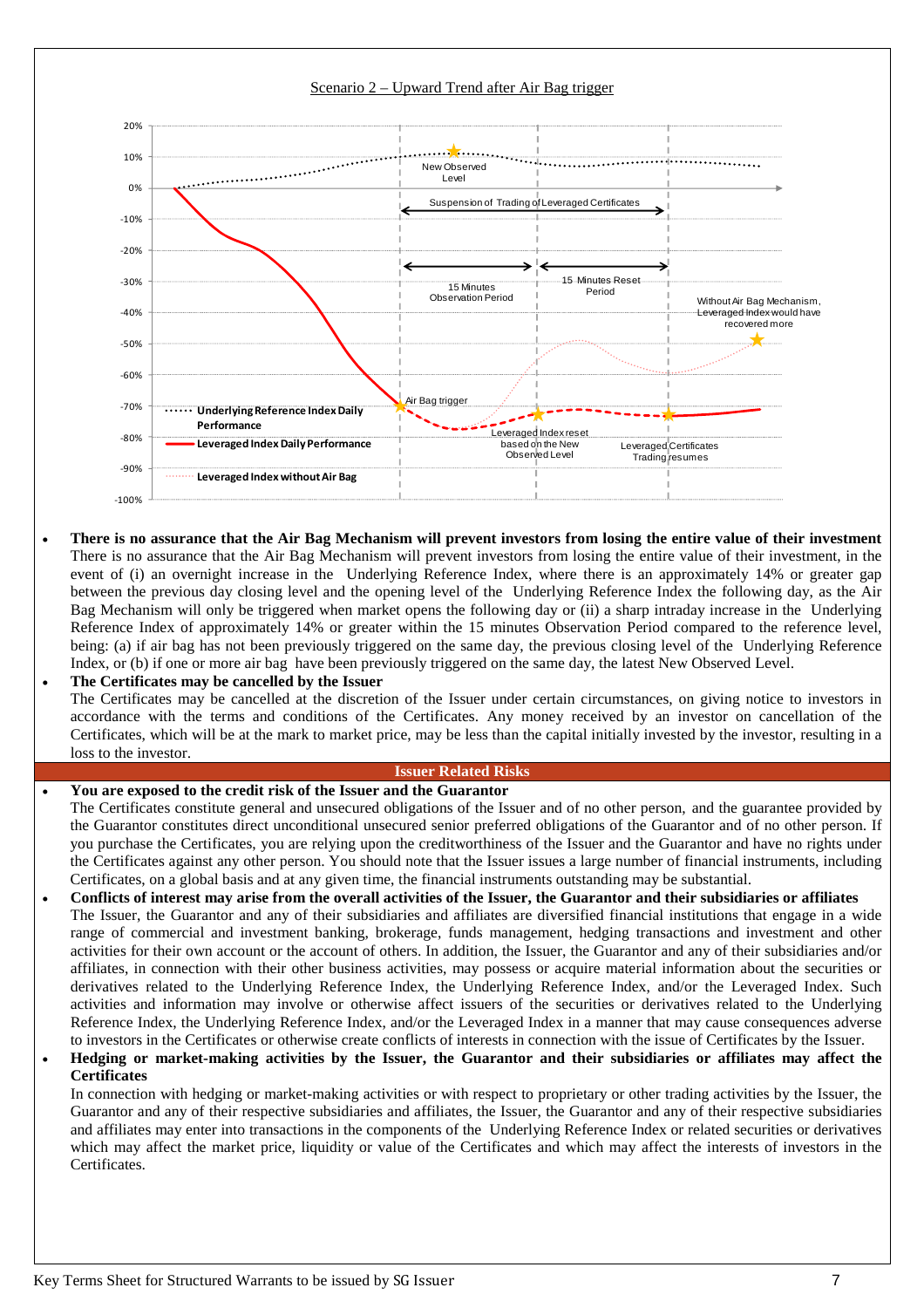Scenario 2 – Upward Trend after Air Bag trigger

- **There is no assurance that the Air Bag Mechanism will prevent investors from losing the entire value of their investment**
  There is no assurance that the Air Bag Mechanism will prevent investors from losing the entire value of their investment, in the event of (i) an overnight increase in the Underlying Reference Index, where there is an approximately 14% or greater gap between the previous day closing level and the opening level of the Underlying Reference Index the following day, as the Air Bag Mechanism will only be triggered when market opens the following day or (ii) a sharp intraday increase in the Underlying Reference Index of approximately 14% or greater within the 15 minutes Observation Period compared to the reference level, being: (a) if air bag has not been previously triggered on the same day, the previous closing level of the Underlying Reference Index, or (b) if one or more air bag have been previously triggered on the same day, the latest New Observed Level.
- **The Certificates may be cancelled by the Issuer**
  The Certificates may be cancelled at the discretion of the Issuer under certain circumstances, on giving notice to investors in accordance with the terms and conditions of the Certificates. Any money received by an investor on cancellation of the Certificates, which will be at the mark to market price, may be less than the capital initially invested by the investor, resulting in a loss to the investor.

**Issuer Related Risks**

- **You are exposed to the credit risk of the Issuer and the Guarantor**
  The Certificates constitute general and unsecured obligations of the Issuer and of no other person, and the guarantee provided by the Guarantor constitutes direct unconditional unsecured senior preferred obligations of the Guarantor and of no other person. If you purchase the Certificates, you are relying upon the creditworthiness of the Issuer and the Guarantor and have no rights under the Certificates against any other person. You should note that the Issuer issues a large number of financial instruments, including Certificates, on a global basis and at any given time, the financial instruments outstanding may be substantial.
- **Conflicts of interest may arise from the overall activities of the Issuer, the Guarantor and their subsidiaries or affiliates**
  The Issuer, the Guarantor and any of their subsidiaries and affiliates are diversified financial institutions that engage in a wide range of commercial and investment banking, brokerage, funds management, hedging transactions and investment and other activities for their own account or the account of others. In addition, the Issuer, the Guarantor and any of their subsidiaries and/or affiliates, in connection with their other business activities, may possess or acquire material information about the securities or derivatives related to the Underlying Reference Index, the Underlying Reference Index, and/or the Leveraged Index. Such activities and information may involve or otherwise affect issuers of the securities or derivatives related to the Underlying Reference Index, the Underlying Reference Index, and/or the Leveraged Index in a manner that may cause consequences adverse to investors in the Certificates or otherwise create conflicts of interests in connection with the issue of Certificates by the Issuer.
- **Hedging or market-making activities by the Issuer, the Guarantor and their subsidiaries or affiliates may affect the Certificates**
  In connection with hedging or market-making activities or with respect to proprietary or other trading activities by the Issuer, the Guarantor and any of their respective subsidiaries and affiliates, the Issuer, the Guarantor and any of their respective subsidiaries and affiliates may enter into transactions in the components of the Underlying Reference Index or related securities or derivatives which may affect the market price, liquidity or value of the Certificates and which may affect the interests of investors in the Certificates.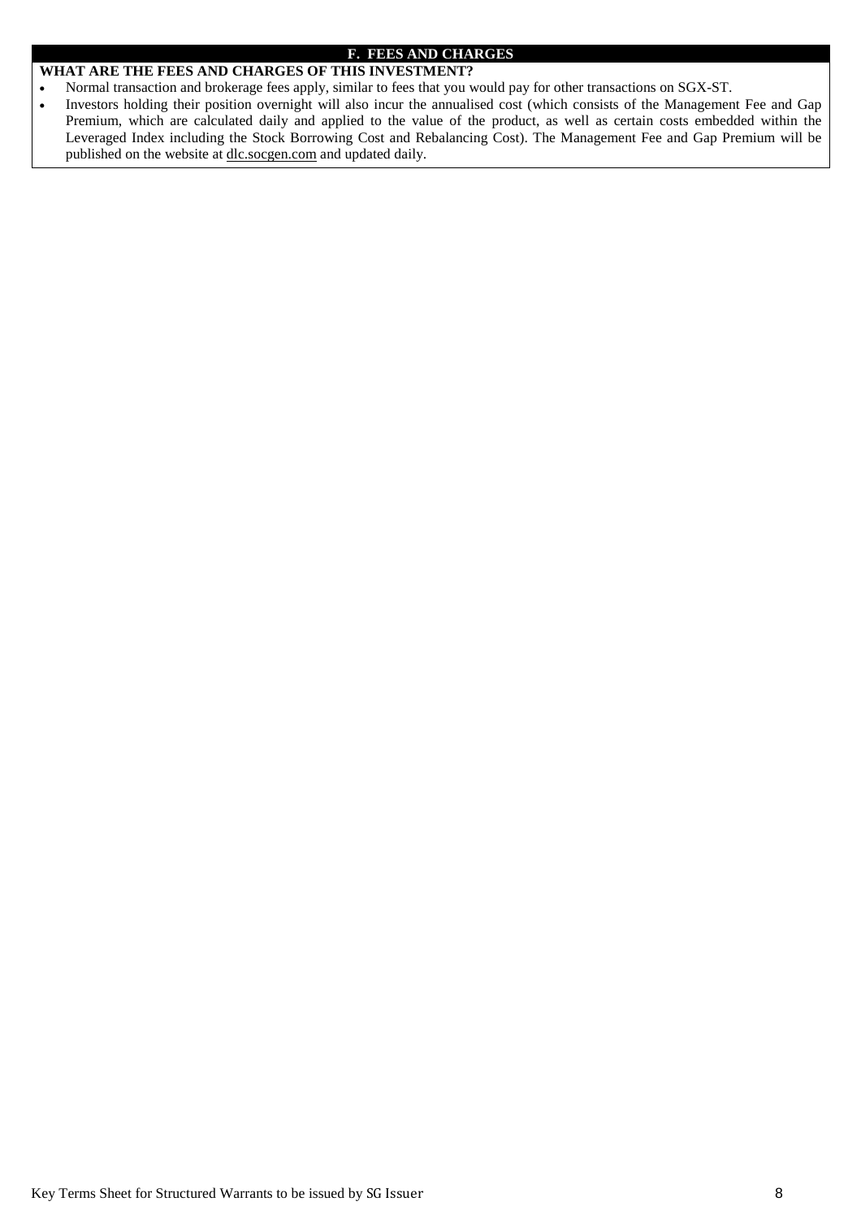## F. FEES AND CHARGES

**WHAT ARE THE FEES AND CHARGES OF THIS INVESTMENT?**

- Normal transaction and brokerage fees apply, similar to fees that you would pay for other transactions on SGX-ST.
- Investors holding their position overnight will also incur the annualised cost (which consists of the Management Fee and Gap Premium, which are calculated daily and applied to the value of the product, as well as certain costs embedded within the Leveraged Index including the Stock Borrowing Cost and Rebalancing Cost). The Management Fee and Gap Premium will be published on the website at dlc.socgen.com and updated daily.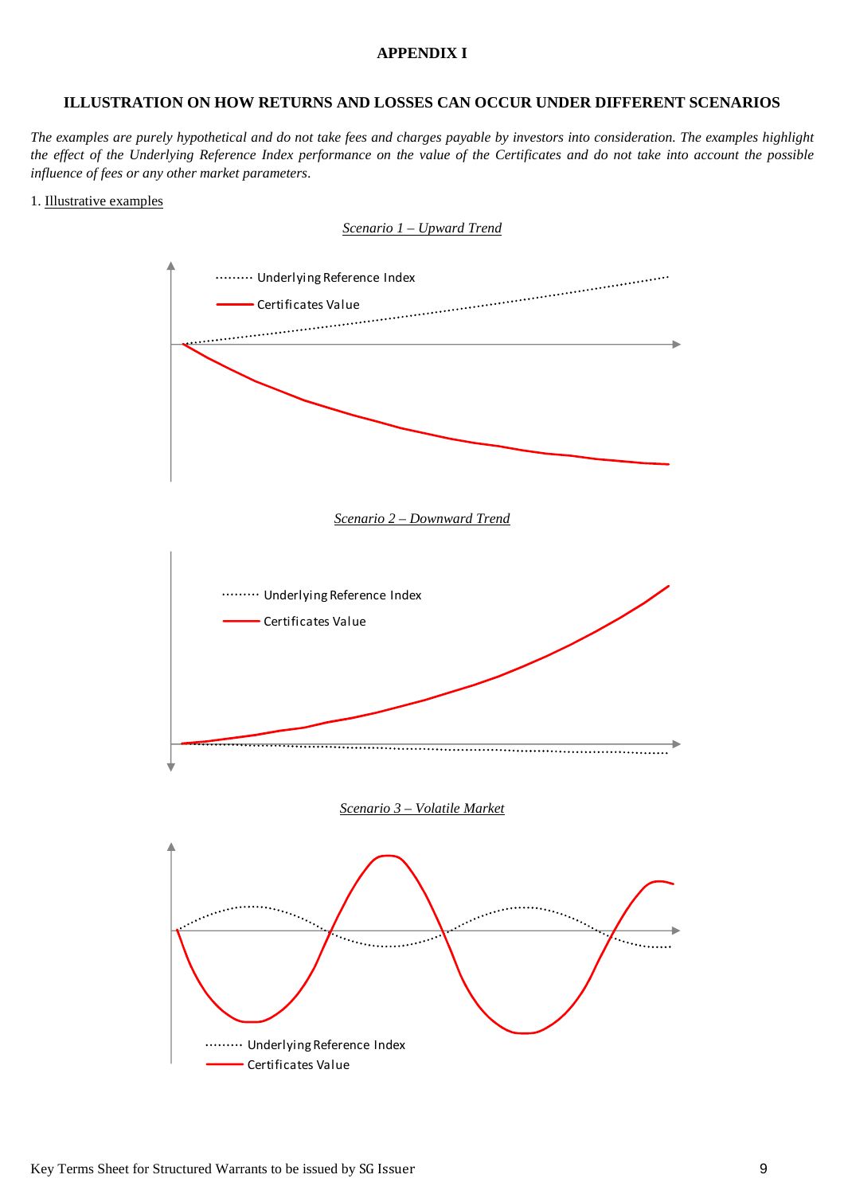**APPENDIX I**

**ILLUSTRATION ON HOW RETURNS AND LOSSES CAN OCCUR UNDER DIFFERENT SCENARIOS**

*The examples are purely hypothetical and do not take fees and charges payable by investors into consideration. The examples highlight the effect of the Underlying Reference Index performance on the value of the Certificates and do not take into account the possible influence of fees or any other market parameters.*

1. Illustrative examples

*Scenario 1 – Upward Trend*

Underlying Reference Index

Certificates Value

*Scenario 2 – Downward Trend*

Underlying Reference Index

Certificates Value

*Scenario 3 – Volatile Market*

Underlying Reference Index

Certificates Value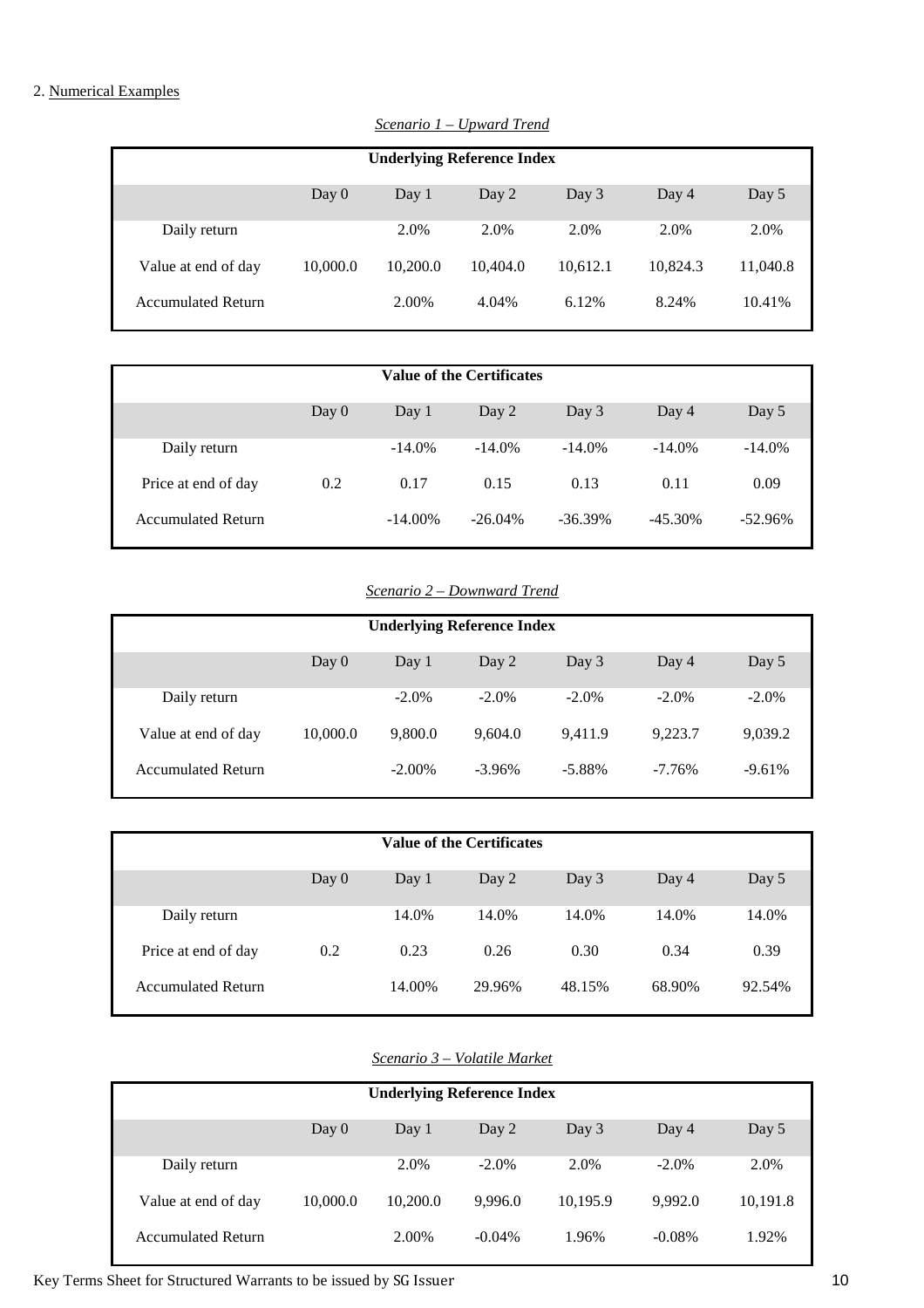2. Numerical Examples

*Scenario 1 – Upward Trend*

| Underlying Reference Index | | | | | | |
|---|---|---|---|---|---|---|
| | Day 0 | Day 1 | Day 2 | Day 3 | Day 4 | Day 5 |
| Daily return | | 2.0% | 2.0% | 2.0% | 2.0% | 2.0% |
| Value at end of day | 10,000.0 | 10,200.0 | 10,404.0 | 10,612.1 | 10,824.3 | 11,040.8 |
| Accumulated Return | | 2.00% | 4.04% | 6.12% | 8.24% | 10.41% |

| Value of the Certificates | | | | | | |
|---|---|---|---|---|---|---|
| | Day 0 | Day 1 | Day 2 | Day 3 | Day 4 | Day 5 |
| Daily return | | -14.0% | -14.0% | -14.0% | -14.0% | -14.0% |
| Price at end of day | 0.2 | 0.17 | 0.15 | 0.13 | 0.11 | 0.09 |
| Accumulated Return | | -14.00% | -26.04% | -36.39% | -45.30% | -52.96% |

*Scenario 2 – Downward Trend*

| Underlying Reference Index | | | | | | |
|---|---|---|---|---|---|---|
| | Day 0 | Day 1 | Day 2 | Day 3 | Day 4 | Day 5 |
| Daily return | | -2.0% | -2.0% | -2.0% | -2.0% | -2.0% |
| Value at end of day | 10,000.0 | 9,800.0 | 9,604.0 | 9,411.9 | 9,223.7 | 9,039.2 |
| Accumulated Return | | -2.00% | -3.96% | -5.88% | -7.76% | -9.61% |

| Value of the Certificates | | | | | | |
|---|---|---|---|---|---|---|
| | Day 0 | Day 1 | Day 2 | Day 3 | Day 4 | Day 5 |
| Daily return | | 14.0% | 14.0% | 14.0% | 14.0% | 14.0% |
| Price at end of day | 0.2 | 0.23 | 0.26 | 0.30 | 0.34 | 0.39 |
| Accumulated Return | | 14.00% | 29.96% | 48.15% | 68.90% | 92.54% |

*Scenario 3 – Volatile Market*

| Underlying Reference Index | | | | | | |
|---|---|---|---|---|---|---|
| | Day 0 | Day 1 | Day 2 | Day 3 | Day 4 | Day 5 |
| Daily return | | 2.0% | -2.0% | 2.0% | -2.0% | 2.0% |
| Value at end of day | 10,000.0 | 10,200.0 | 9,996.0 | 10,195.9 | 9,992.0 | 10,191.8 |
| Accumulated Return | | 2.00% | -0.04% | 1.96% | -0.08% | 1.92% |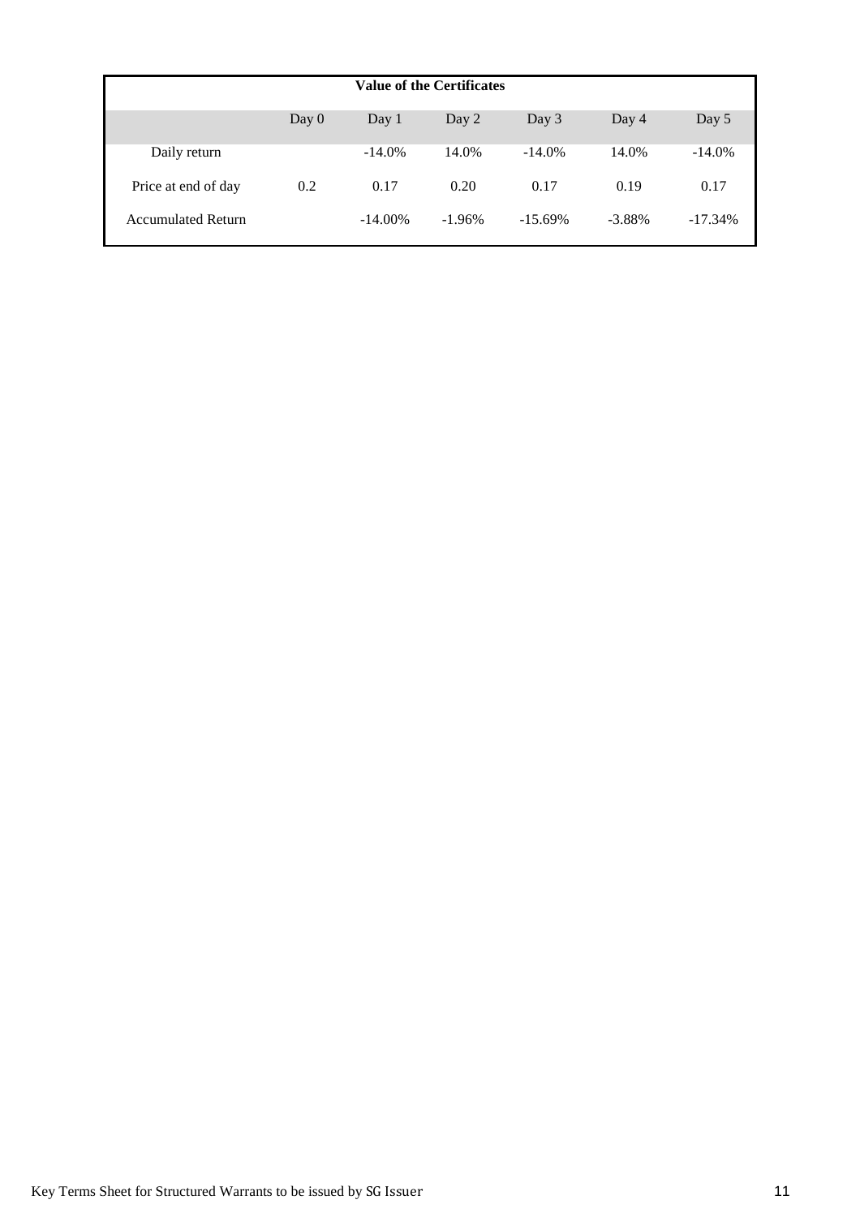**Value of the Certificates**

| | Day 0 | Day 1 | Day 2 | Day 3 | Day 4 | Day 5 |
|---|---|---|---|---|---|---|
| Daily return | | -14.0% | 14.0% | -14.0% | 14.0% | -14.0% |
| Price at end of day | 0.2 | 0.17 | 0.20 | 0.17 | 0.19 | 0.17 |
| Accumulated Return | | -14.00% | -1.96% | -15.69% | -3.88% | -17.34% |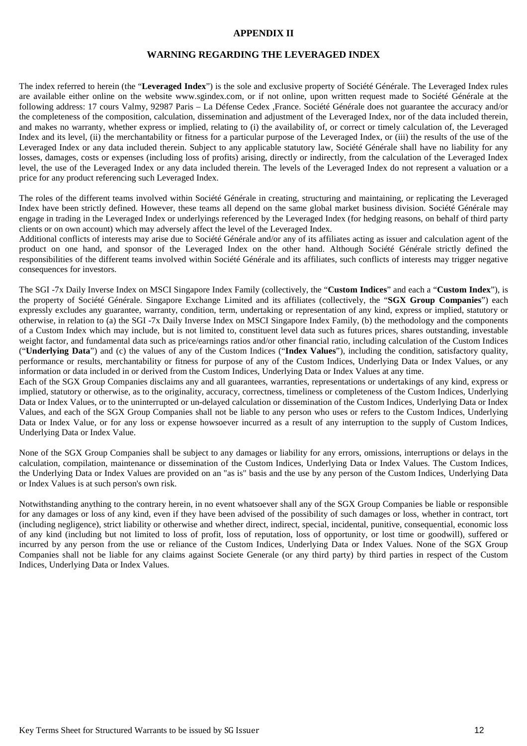## APPENDIX II

## WARNING REGARDING THE LEVERAGED INDEX

The index referred to herein (the "**Leveraged Index**") is the sole and exclusive property of Société Générale. The Leveraged Index rules are available either online on the website www.sgindex.com, or if not online, upon written request made to Société Générale at the following address: 17 cours Valmy, 92987 Paris – La Défense Cedex ,France. Société Générale does not guarantee the accuracy and/or the completeness of the composition, calculation, dissemination and adjustment of the Leveraged Index, nor of the data included therein, and makes no warranty, whether express or implied, relating to (i) the availability of, or correct or timely calculation of, the Leveraged Index and its level, (ii) the merchantability or fitness for a particular purpose of the Leveraged Index, or (iii) the results of the use of the Leveraged Index or any data included therein. Subject to any applicable statutory law, Société Générale shall have no liability for any losses, damages, costs or expenses (including loss of profits) arising, directly or indirectly, from the calculation of the Leveraged Index level, the use of the Leveraged Index or any data included therein. The levels of the Leveraged Index do not represent a valuation or a price for any product referencing such Leveraged Index.

The roles of the different teams involved within Société Générale in creating, structuring and maintaining, or replicating the Leveraged Index have been strictly defined. However, these teams all depend on the same global market business division. Société Générale may engage in trading in the Leveraged Index or underlyings referenced by the Leveraged Index (for hedging reasons, on behalf of third party clients or on own account) which may adversely affect the level of the Leveraged Index.

Additional conflicts of interests may arise due to Société Générale and/or any of its affiliates acting as issuer and calculation agent of the product on one hand, and sponsor of the Leveraged Index on the other hand. Although Société Générale strictly defined the responsibilities of the different teams involved within Société Générale and its affiliates, such conflicts of interests may trigger negative consequences for investors.

The SGI -7x Daily Inverse Index on MSCI Singapore Index Family (collectively, the "**Custom Indices**" and each a "**Custom Index**"), is the property of Société Générale. Singapore Exchange Limited and its affiliates (collectively, the "**SGX Group Companies**") each expressly excludes any guarantee, warranty, condition, term, undertaking or representation of any kind, express or implied, statutory or otherwise, in relation to (a) the SGI -7x Daily Inverse Index on MSCI Singapore Index Family, (b) the methodology and the components of a Custom Index which may include, but is not limited to, constituent level data such as futures prices, shares outstanding, investable weight factor, and fundamental data such as price/earnings ratios and/or other financial ratio, including calculation of the Custom Indices ("**Underlying Data**") and (c) the values of any of the Custom Indices ("**Index Values**"), including the condition, satisfactory quality, performance or results, merchantability or fitness for purpose of any of the Custom Indices, Underlying Data or Index Values, or any information or data included in or derived from the Custom Indices, Underlying Data or Index Values at any time.

Each of the SGX Group Companies disclaims any and all guarantees, warranties, representations or undertakings of any kind, express or implied, statutory or otherwise, as to the originality, accuracy, correctness, timeliness or completeness of the Custom Indices, Underlying Data or Index Values, or to the uninterrupted or un-delayed calculation or dissemination of the Custom Indices, Underlying Data or Index Values, and each of the SGX Group Companies shall not be liable to any person who uses or refers to the Custom Indices, Underlying Data or Index Value, or for any loss or expense howsoever incurred as a result of any interruption to the supply of Custom Indices, Underlying Data or Index Value.

None of the SGX Group Companies shall be subject to any damages or liability for any errors, omissions, interruptions or delays in the calculation, compilation, maintenance or dissemination of the Custom Indices, Underlying Data or Index Values. The Custom Indices, the Underlying Data or Index Values are provided on an "as is" basis and the use by any person of the Custom Indices, Underlying Data or Index Values is at such person's own risk.

Notwithstanding anything to the contrary herein, in no event whatsoever shall any of the SGX Group Companies be liable or responsible for any damages or loss of any kind, even if they have been advised of the possibility of such damages or loss, whether in contract, tort (including negligence), strict liability or otherwise and whether direct, indirect, special, incidental, punitive, consequential, economic loss of any kind (including but not limited to loss of profit, loss of reputation, loss of opportunity, or lost time or goodwill), suffered or incurred by any person from the use or reliance of the Custom Indices, Underlying Data or Index Values. None of the SGX Group Companies shall not be liable for any claims against Societe Generale (or any third party) by third parties in respect of the Custom Indices, Underlying Data or Index Values.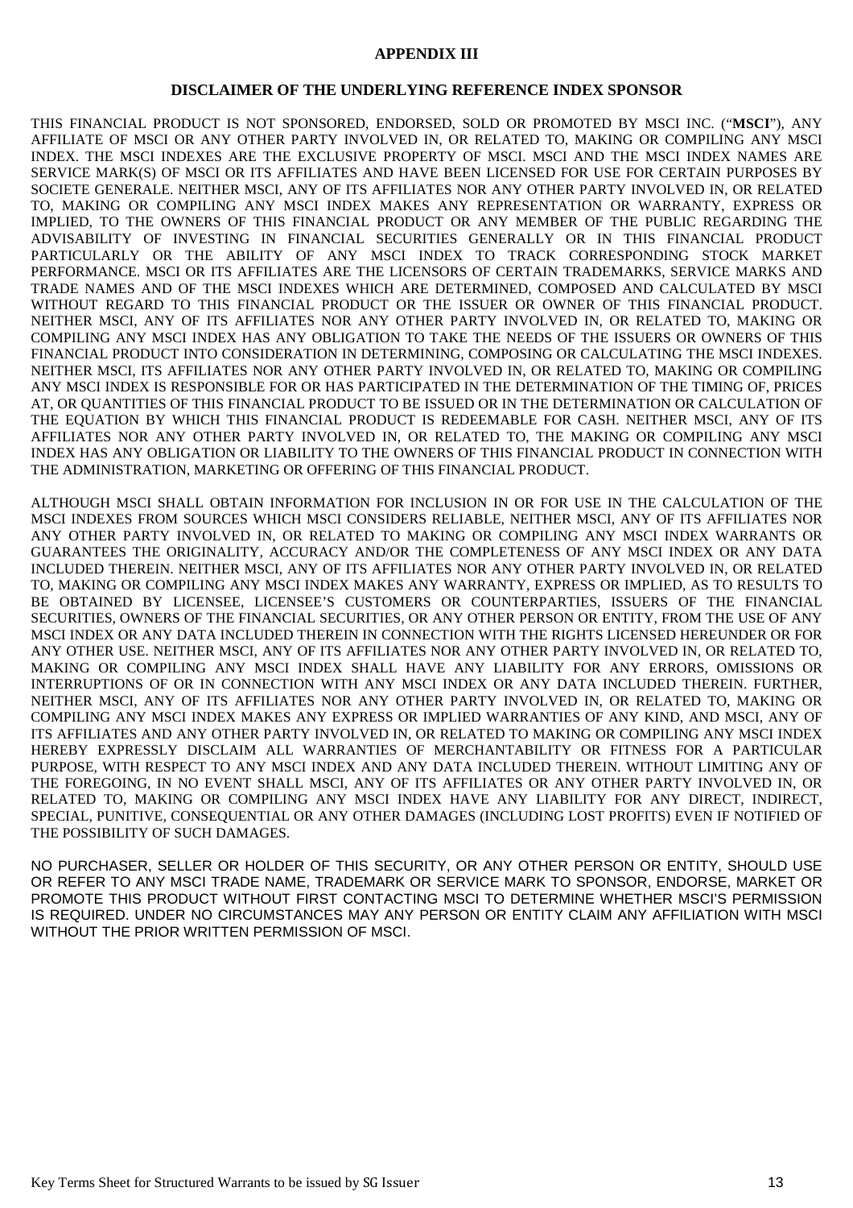## APPENDIX III

### DISCLAIMER OF THE UNDERLYING REFERENCE INDEX SPONSOR

THIS FINANCIAL PRODUCT IS NOT SPONSORED, ENDORSED, SOLD OR PROMOTED BY MSCI INC. ("**MSCI**"), ANY AFFILIATE OF MSCI OR ANY OTHER PARTY INVOLVED IN, OR RELATED TO, MAKING OR COMPILING ANY MSCI INDEX. THE MSCI INDEXES ARE THE EXCLUSIVE PROPERTY OF MSCI. MSCI AND THE MSCI INDEX NAMES ARE SERVICE MARK(S) OF MSCI OR ITS AFFILIATES AND HAVE BEEN LICENSED FOR USE FOR CERTAIN PURPOSES BY SOCIETE GENERALE. NEITHER MSCI, ANY OF ITS AFFILIATES NOR ANY OTHER PARTY INVOLVED IN, OR RELATED TO, MAKING OR COMPILING ANY MSCI INDEX MAKES ANY REPRESENTATION OR WARRANTY, EXPRESS OR IMPLIED, TO THE OWNERS OF THIS FINANCIAL PRODUCT OR ANY MEMBER OF THE PUBLIC REGARDING THE ADVISABILITY OF INVESTING IN FINANCIAL SECURITIES GENERALLY OR IN THIS FINANCIAL PRODUCT PARTICULARLY OR THE ABILITY OF ANY MSCI INDEX TO TRACK CORRESPONDING STOCK MARKET PERFORMANCE. MSCI OR ITS AFFILIATES ARE THE LICENSORS OF CERTAIN TRADEMARKS, SERVICE MARKS AND TRADE NAMES AND OF THE MSCI INDEXES WHICH ARE DETERMINED, COMPOSED AND CALCULATED BY MSCI WITHOUT REGARD TO THIS FINANCIAL PRODUCT OR THE ISSUER OR OWNER OF THIS FINANCIAL PRODUCT. NEITHER MSCI, ANY OF ITS AFFILIATES NOR ANY OTHER PARTY INVOLVED IN, OR RELATED TO, MAKING OR COMPILING ANY MSCI INDEX HAS ANY OBLIGATION TO TAKE THE NEEDS OF THE ISSUERS OR OWNERS OF THIS FINANCIAL PRODUCT INTO CONSIDERATION IN DETERMINING, COMPOSING OR CALCULATING THE MSCI INDEXES. NEITHER MSCI, ITS AFFILIATES NOR ANY OTHER PARTY INVOLVED IN, OR RELATED TO, MAKING OR COMPILING ANY MSCI INDEX IS RESPONSIBLE FOR OR HAS PARTICIPATED IN THE DETERMINATION OF THE TIMING OF, PRICES AT, OR QUANTITIES OF THIS FINANCIAL PRODUCT TO BE ISSUED OR IN THE DETERMINATION OR CALCULATION OF THE EQUATION BY WHICH THIS FINANCIAL PRODUCT IS REDEEMABLE FOR CASH. NEITHER MSCI, ANY OF ITS AFFILIATES NOR ANY OTHER PARTY INVOLVED IN, OR RELATED TO, THE MAKING OR COMPILING ANY MSCI INDEX HAS ANY OBLIGATION OR LIABILITY TO THE OWNERS OF THIS FINANCIAL PRODUCT IN CONNECTION WITH THE ADMINISTRATION, MARKETING OR OFFERING OF THIS FINANCIAL PRODUCT.

ALTHOUGH MSCI SHALL OBTAIN INFORMATION FOR INCLUSION IN OR FOR USE IN THE CALCULATION OF THE MSCI INDEXES FROM SOURCES WHICH MSCI CONSIDERS RELIABLE, NEITHER MSCI, ANY OF ITS AFFILIATES NOR ANY OTHER PARTY INVOLVED IN, OR RELATED TO MAKING OR COMPILING ANY MSCI INDEX WARRANTS OR GUARANTEES THE ORIGINALITY, ACCURACY AND/OR THE COMPLETENESS OF ANY MSCI INDEX OR ANY DATA INCLUDED THEREIN. NEITHER MSCI, ANY OF ITS AFFILIATES NOR ANY OTHER PARTY INVOLVED IN, OR RELATED TO, MAKING OR COMPILING ANY MSCI INDEX MAKES ANY WARRANTY, EXPRESS OR IMPLIED, AS TO RESULTS TO BE OBTAINED BY LICENSEE, LICENSEE'S CUSTOMERS OR COUNTERPARTIES, ISSUERS OF THE FINANCIAL SECURITIES, OWNERS OF THE FINANCIAL SECURITIES, OR ANY OTHER PERSON OR ENTITY, FROM THE USE OF ANY MSCI INDEX OR ANY DATA INCLUDED THEREIN IN CONNECTION WITH THE RIGHTS LICENSED HEREUNDER OR FOR ANY OTHER USE. NEITHER MSCI, ANY OF ITS AFFILIATES NOR ANY OTHER PARTY INVOLVED IN, OR RELATED TO, MAKING OR COMPILING ANY MSCI INDEX SHALL HAVE ANY LIABILITY FOR ANY ERRORS, OMISSIONS OR INTERRUPTIONS OF OR IN CONNECTION WITH ANY MSCI INDEX OR ANY DATA INCLUDED THEREIN. FURTHER, NEITHER MSCI, ANY OF ITS AFFILIATES NOR ANY OTHER PARTY INVOLVED IN, OR RELATED TO, MAKING OR COMPILING ANY MSCI INDEX MAKES ANY EXPRESS OR IMPLIED WARRANTIES OF ANY KIND, AND MSCI, ANY OF ITS AFFILIATES AND ANY OTHER PARTY INVOLVED IN, OR RELATED TO MAKING OR COMPILING ANY MSCI INDEX HEREBY EXPRESSLY DISCLAIM ALL WARRANTIES OF MERCHANTABILITY OR FITNESS FOR A PARTICULAR PURPOSE, WITH RESPECT TO ANY MSCI INDEX AND ANY DATA INCLUDED THEREIN. WITHOUT LIMITING ANY OF THE FOREGOING, IN NO EVENT SHALL MSCI, ANY OF ITS AFFILIATES OR ANY OTHER PARTY INVOLVED IN, OR RELATED TO, MAKING OR COMPILING ANY MSCI INDEX HAVE ANY LIABILITY FOR ANY DIRECT, INDIRECT, SPECIAL, PUNITIVE, CONSEQUENTIAL OR ANY OTHER DAMAGES (INCLUDING LOST PROFITS) EVEN IF NOTIFIED OF THE POSSIBILITY OF SUCH DAMAGES.

NO PURCHASER, SELLER OR HOLDER OF THIS SECURITY, OR ANY OTHER PERSON OR ENTITY, SHOULD USE OR REFER TO ANY MSCI TRADE NAME, TRADEMARK OR SERVICE MARK TO SPONSOR, ENDORSE, MARKET OR PROMOTE THIS PRODUCT WITHOUT FIRST CONTACTING MSCI TO DETERMINE WHETHER MSCI'S PERMISSION IS REQUIRED. UNDER NO CIRCUMSTANCES MAY ANY PERSON OR ENTITY CLAIM ANY AFFILIATION WITH MSCI WITHOUT THE PRIOR WRITTEN PERMISSION OF MSCI.